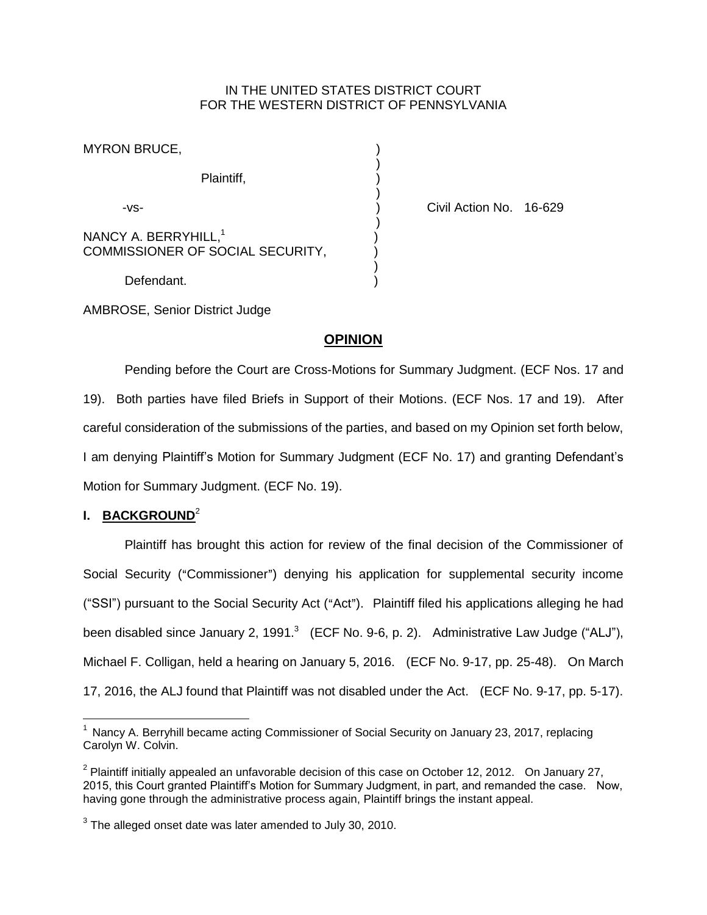IN THE UNITED STATES DISTRICT COURT
FOR THE WESTERN DISTRICT OF PENNSYLVANIA

MYRON BRUCE,

Plaintiff,

-vs-

NANCY A. BERRYHILL,[1]
COMMISSIONER OF SOCIAL SECURITY,

Defendant.

Civil Action No. 16-629

AMBROSE, Senior District Judge

## **OPINION**

Pending before the Court are Cross-Motions for Summary Judgment. (ECF Nos. 17 and 19). Both parties have filed Briefs in Support of their Motions. (ECF Nos. 17 and 19). After careful consideration of the submissions of the parties, and based on my Opinion set forth below, I am denying Plaintiff's Motion for Summary Judgment (ECF No. 17) and granting Defendant's Motion for Summary Judgment. (ECF No. 19).

## **I. BACKGROUND**[2]

Plaintiff has brought this action for review of the final decision of the Commissioner of Social Security ("Commissioner") denying his application for supplemental security income ("SSI") pursuant to the Social Security Act ("Act"). Plaintiff filed his applications alleging he had been disabled since January 2, 1991.[3] (ECF No. 9-6, p. 2). Administrative Law Judge ("ALJ"), Michael F. Colligan, held a hearing on January 5, 2016. (ECF No. 9-17, pp. 25-48). On March 17, 2016, the ALJ found that Plaintiff was not disabled under the Act. (ECF No. 9-17, pp. 5-17).

---

[1] Nancy A. Berryhill became acting Commissioner of Social Security on January 23, 2017, replacing Carolyn W. Colvin.

[2] Plaintiff initially appealed an unfavorable decision of this case on October 12, 2012. On January 27, 2015, this Court granted Plaintiff's Motion for Summary Judgment, in part, and remanded the case. Now, having gone through the administrative process again, Plaintiff brings the instant appeal.

[3] The alleged onset date was later amended to July 30, 2010.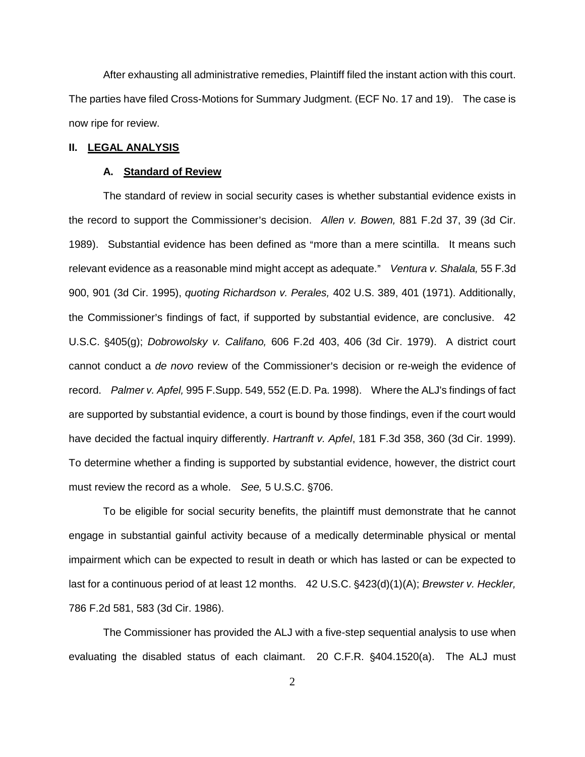After exhausting all administrative remedies, Plaintiff filed the instant action with this court. The parties have filed Cross-Motions for Summary Judgment. (ECF No. 17 and 19). The case is now ripe for review.

## II. <u>**LEGAL ANALYSIS**</u>

### A. <u>**Standard of Review**</u>

The standard of review in social security cases is whether substantial evidence exists in the record to support the Commissioner's decision. *Allen v. Bowen,* 881 F.2d 37, 39 (3d Cir. 1989). Substantial evidence has been defined as "more than a mere scintilla. It means such relevant evidence as a reasonable mind might accept as adequate." *Ventura v. Shalala,* 55 F.3d 900, 901 (3d Cir. 1995), *quoting Richardson v. Perales,* 402 U.S. 389, 401 (1971). Additionally, the Commissioner's findings of fact, if supported by substantial evidence, are conclusive. 42 U.S.C. §405(g); *Dobrowolsky v. Califano,* 606 F.2d 403, 406 (3d Cir. 1979). A district court cannot conduct a *de novo* review of the Commissioner's decision or re-weigh the evidence of record. *Palmer v. Apfel,* 995 F.Supp. 549, 552 (E.D. Pa. 1998). Where the ALJ's findings of fact are supported by substantial evidence, a court is bound by those findings, even if the court would have decided the factual inquiry differently. *Hartranft v. Apfel*, 181 F.3d 358, 360 (3d Cir. 1999). To determine whether a finding is supported by substantial evidence, however, the district court must review the record as a whole. *See,* 5 U.S.C. §706.

To be eligible for social security benefits, the plaintiff must demonstrate that he cannot engage in substantial gainful activity because of a medically determinable physical or mental impairment which can be expected to result in death or which has lasted or can be expected to last for a continuous period of at least 12 months. 42 U.S.C. §423(d)(1)(A); *Brewster v. Heckler,* 786 F.2d 581, 583 (3d Cir. 1986).

The Commissioner has provided the ALJ with a five-step sequential analysis to use when evaluating the disabled status of each claimant. 20 C.F.R. §404.1520(a). The ALJ must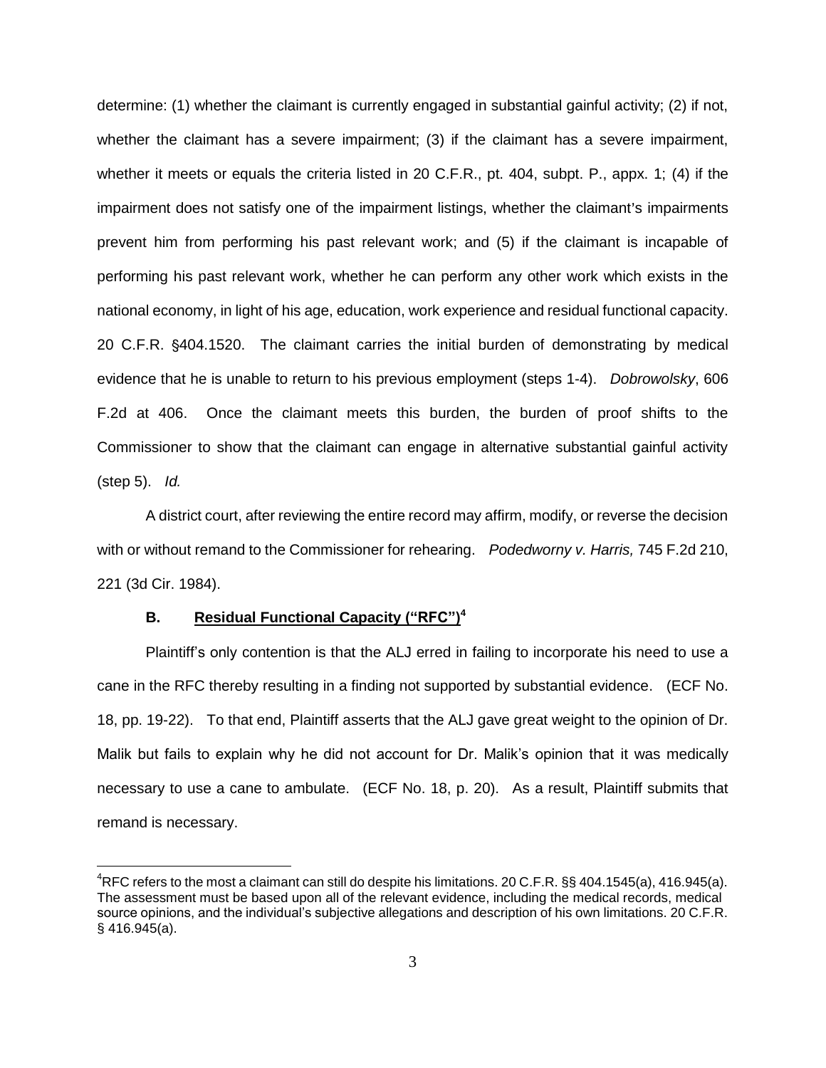determine: (1) whether the claimant is currently engaged in substantial gainful activity; (2) if not, whether the claimant has a severe impairment; (3) if the claimant has a severe impairment, whether it meets or equals the criteria listed in 20 C.F.R., pt. 404, subpt. P., appx. 1; (4) if the impairment does not satisfy one of the impairment listings, whether the claimant's impairments prevent him from performing his past relevant work; and (5) if the claimant is incapable of performing his past relevant work, whether he can perform any other work which exists in the national economy, in light of his age, education, work experience and residual functional capacity. 20 C.F.R. §404.1520. The claimant carries the initial burden of demonstrating by medical evidence that he is unable to return to his previous employment (steps 1-4). *Dobrowolsky*, 606 F.2d at 406. Once the claimant meets this burden, the burden of proof shifts to the Commissioner to show that the claimant can engage in alternative substantial gainful activity (step 5). *Id.*

A district court, after reviewing the entire record may affirm, modify, or reverse the decision with or without remand to the Commissioner for rehearing. *Podedworny v. Harris,* 745 F.2d 210, 221 (3d Cir. 1984).

### B. **Residual Functional Capacity ("RFC")**[4]

Plaintiff's only contention is that the ALJ erred in failing to incorporate his need to use a cane in the RFC thereby resulting in a finding not supported by substantial evidence. (ECF No. 18, pp. 19-22). To that end, Plaintiff asserts that the ALJ gave great weight to the opinion of Dr. Malik but fails to explain why he did not account for Dr. Malik's opinion that it was medically necessary to use a cane to ambulate. (ECF No. 18, p. 20). As a result, Plaintiff submits that remand is necessary.

---

[4] RFC refers to the most a claimant can still do despite his limitations. 20 C.F.R. §§ 404.1545(a), 416.945(a). The assessment must be based upon all of the relevant evidence, including the medical records, medical source opinions, and the individual's subjective allegations and description of his own limitations. 20 C.F.R. § 416.945(a).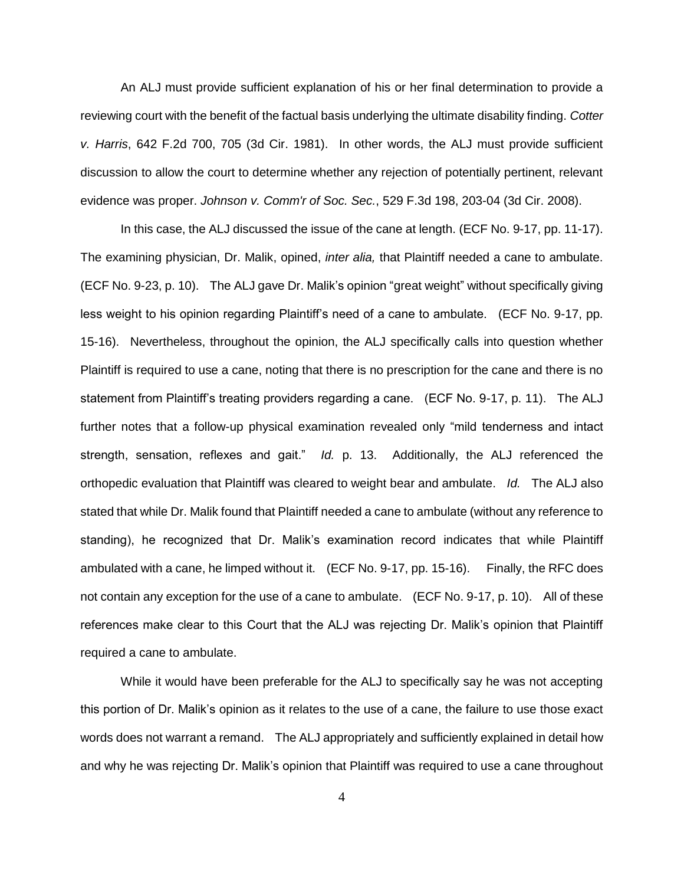An ALJ must provide sufficient explanation of his or her final determination to provide a reviewing court with the benefit of the factual basis underlying the ultimate disability finding. *Cotter v. Harris*, 642 F.2d 700, 705 (3d Cir. 1981). In other words, the ALJ must provide sufficient discussion to allow the court to determine whether any rejection of potentially pertinent, relevant evidence was proper. *Johnson v. Comm'r of Soc. Sec.*, 529 F.3d 198, 203-04 (3d Cir. 2008).

In this case, the ALJ discussed the issue of the cane at length. (ECF No. 9-17, pp. 11-17). The examining physician, Dr. Malik, opined, *inter alia,* that Plaintiff needed a cane to ambulate. (ECF No. 9-23, p. 10). The ALJ gave Dr. Malik's opinion "great weight" without specifically giving less weight to his opinion regarding Plaintiff's need of a cane to ambulate. (ECF No. 9-17, pp. 15-16). Nevertheless, throughout the opinion, the ALJ specifically calls into question whether Plaintiff is required to use a cane, noting that there is no prescription for the cane and there is no statement from Plaintiff's treating providers regarding a cane. (ECF No. 9-17, p. 11). The ALJ further notes that a follow-up physical examination revealed only "mild tenderness and intact strength, sensation, reflexes and gait." *Id.* p. 13. Additionally, the ALJ referenced the orthopedic evaluation that Plaintiff was cleared to weight bear and ambulate. *Id.* The ALJ also stated that while Dr. Malik found that Plaintiff needed a cane to ambulate (without any reference to standing), he recognized that Dr. Malik's examination record indicates that while Plaintiff ambulated with a cane, he limped without it. (ECF No. 9-17, pp. 15-16). Finally, the RFC does not contain any exception for the use of a cane to ambulate. (ECF No. 9-17, p. 10). All of these references make clear to this Court that the ALJ was rejecting Dr. Malik's opinion that Plaintiff required a cane to ambulate.

While it would have been preferable for the ALJ to specifically say he was not accepting this portion of Dr. Malik's opinion as it relates to the use of a cane, the failure to use those exact words does not warrant a remand. The ALJ appropriately and sufficiently explained in detail how and why he was rejecting Dr. Malik's opinion that Plaintiff was required to use a cane throughout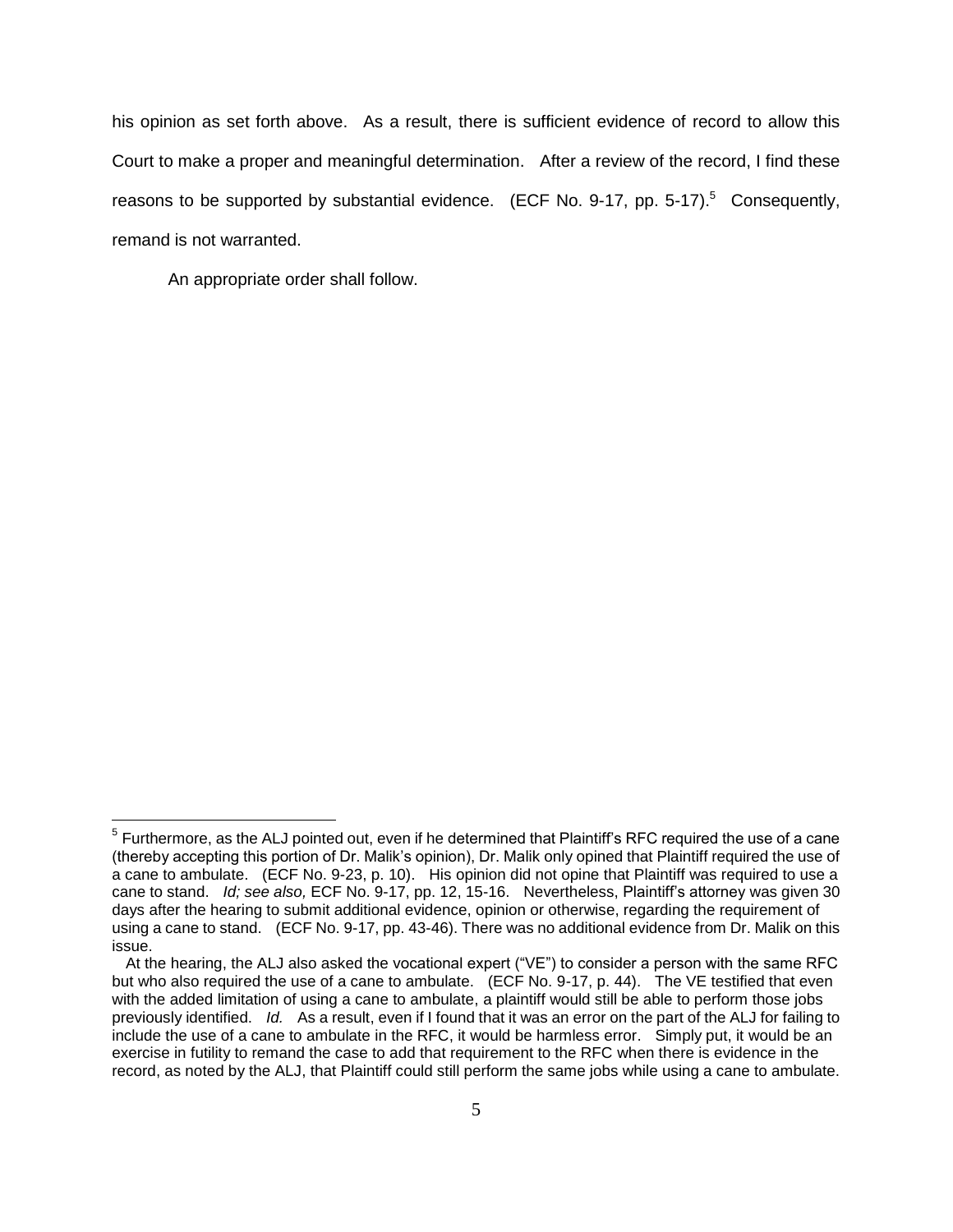his opinion as set forth above. As a result, there is sufficient evidence of record to allow this Court to make a proper and meaningful determination. After a review of the record, I find these reasons to be supported by substantial evidence. (ECF No. 9-17, pp. 5-17).[5] Consequently, remand is not warranted.

An appropriate order shall follow.

---

[5] Furthermore, as the ALJ pointed out, even if he determined that Plaintiff's RFC required the use of a cane (thereby accepting this portion of Dr. Malik's opinion), Dr. Malik only opined that Plaintiff required the use of a cane to ambulate. (ECF No. 9-23, p. 10). His opinion did not opine that Plaintiff was required to use a cane to stand. *Id; see also,* ECF No. 9-17, pp. 12, 15-16. Nevertheless, Plaintiff's attorney was given 30 days after the hearing to submit additional evidence, opinion or otherwise, regarding the requirement of using a cane to stand. (ECF No. 9-17, pp. 43-46). There was no additional evidence from Dr. Malik on this issue.

At the hearing, the ALJ also asked the vocational expert ("VE") to consider a person with the same RFC but who also required the use of a cane to ambulate. (ECF No. 9-17, p. 44). The VE testified that even with the added limitation of using a cane to ambulate, a plaintiff would still be able to perform those jobs previously identified. *Id.* As a result, even if I found that it was an error on the part of the ALJ for failing to include the use of a cane to ambulate in the RFC, it would be harmless error. Simply put, it would be an exercise in futility to remand the case to add that requirement to the RFC when there is evidence in the record, as noted by the ALJ, that Plaintiff could still perform the same jobs while using a cane to ambulate.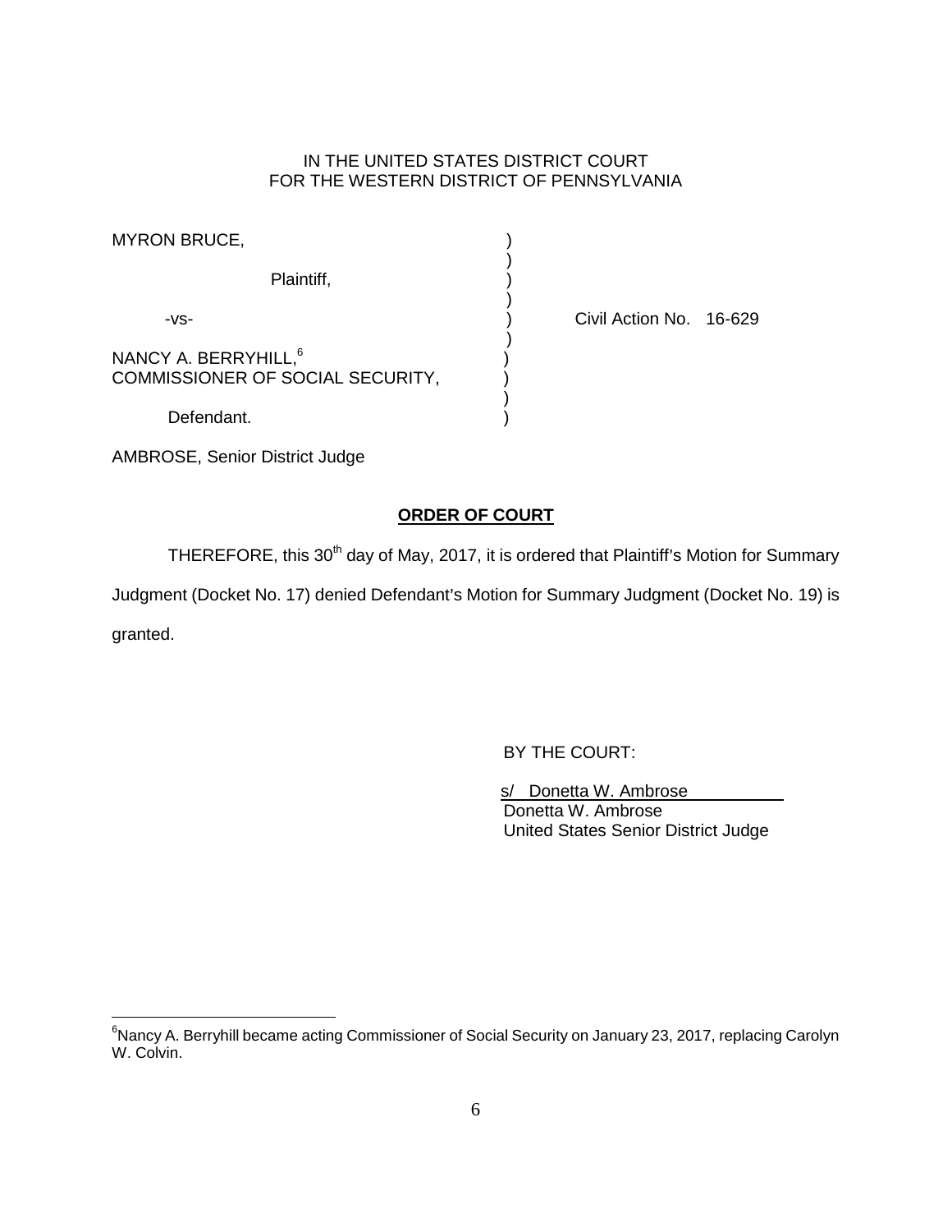IN THE UNITED STATES DISTRICT COURT
FOR THE WESTERN DISTRICT OF PENNSYLVANIA

| | | |
|---|---|---|
| MYRON BRUCE, | ) | |
| | ) | |
| Plaintiff, | ) | |
| | ) | |
| -vs- | ) | Civil Action No. 16-629 |
| | ) | |
| NANCY A. BERRYHILL,[6] | ) | |
| COMMISSIONER OF SOCIAL SECURITY, | ) | |
| | ) | |
| Defendant. | ) | |

AMBROSE, Senior District Judge

**ORDER OF COURT**

THEREFORE, this 30th day of May, 2017, it is ordered that Plaintiff's Motion for Summary Judgment (Docket No. 17) denied Defendant's Motion for Summary Judgment (Docket No. 19) is granted.

BY THE COURT:

s/ Donetta W. Ambrose
Donetta W. Ambrose
United States Senior District Judge

[6] Nancy A. Berryhill became acting Commissioner of Social Security on January 23, 2017, replacing Carolyn W. Colvin.